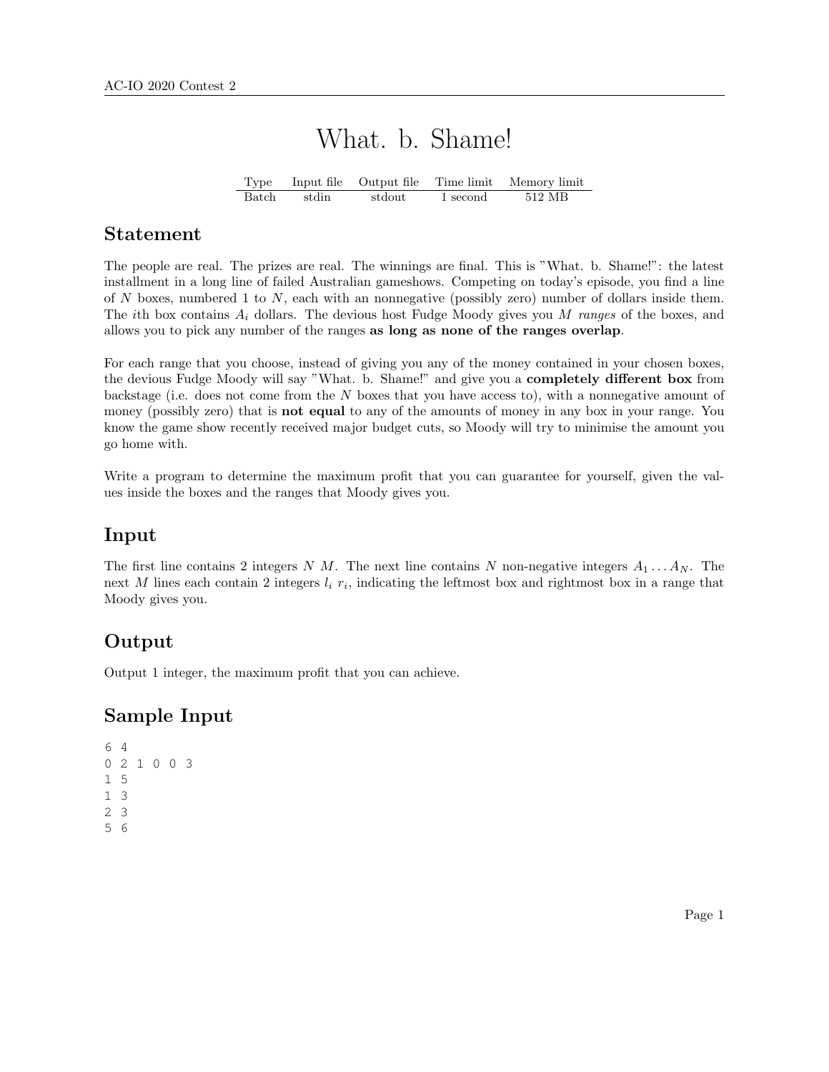# What. b. Shame!

| Type | Input file | Output file | Time limit | Memory limit |
|---|---|---|---|---|
| Batch | stdin | stdout | 1 second | 512 MB |

## Statement

The people are real. The prizes are real. The winnings are final. This is "What. b. Shame!": the latest installment in a long line of failed Australian gameshows. Competing on today's episode, you find a line of $N$ boxes, numbered 1 to $N$, each with an nonnegative (possibly zero) number of dollars inside them. The $i$th box contains $A_i$ dollars. The devious host Fudge Moody gives you $M$ *ranges* of the boxes, and allows you to pick any number of the ranges **as long as none of the ranges overlap**.

For each range that you choose, instead of giving you any of the money contained in your chosen boxes, the devious Fudge Moody will say "What. b. Shame!" and give you a **completely different box** from backstage (i.e. does not come from the $N$ boxes that you have access to), with a nonnegative amount of money (possibly zero) that is **not equal** to any of the amounts of money in any box in your range. You know the game show recently received major budget cuts, so Moody will try to minimise the amount you go home with.

Write a program to determine the maximum profit that you can guarantee for yourself, given the values inside the boxes and the ranges that Moody gives you.

## Input

The first line contains 2 integers $N$ $M$. The next line contains $N$ non-negative integers $A_1 \ldots A_N$. The next $M$ lines each contain 2 integers $l_i$ $r_i$, indicating the leftmost box and rightmost box in a range that Moody gives you.

## Output

Output 1 integer, the maximum profit that you can achieve.

## Sample Input

```
6 4
0 2 1 0 0 3
1 5
1 3
2 3
5 6
```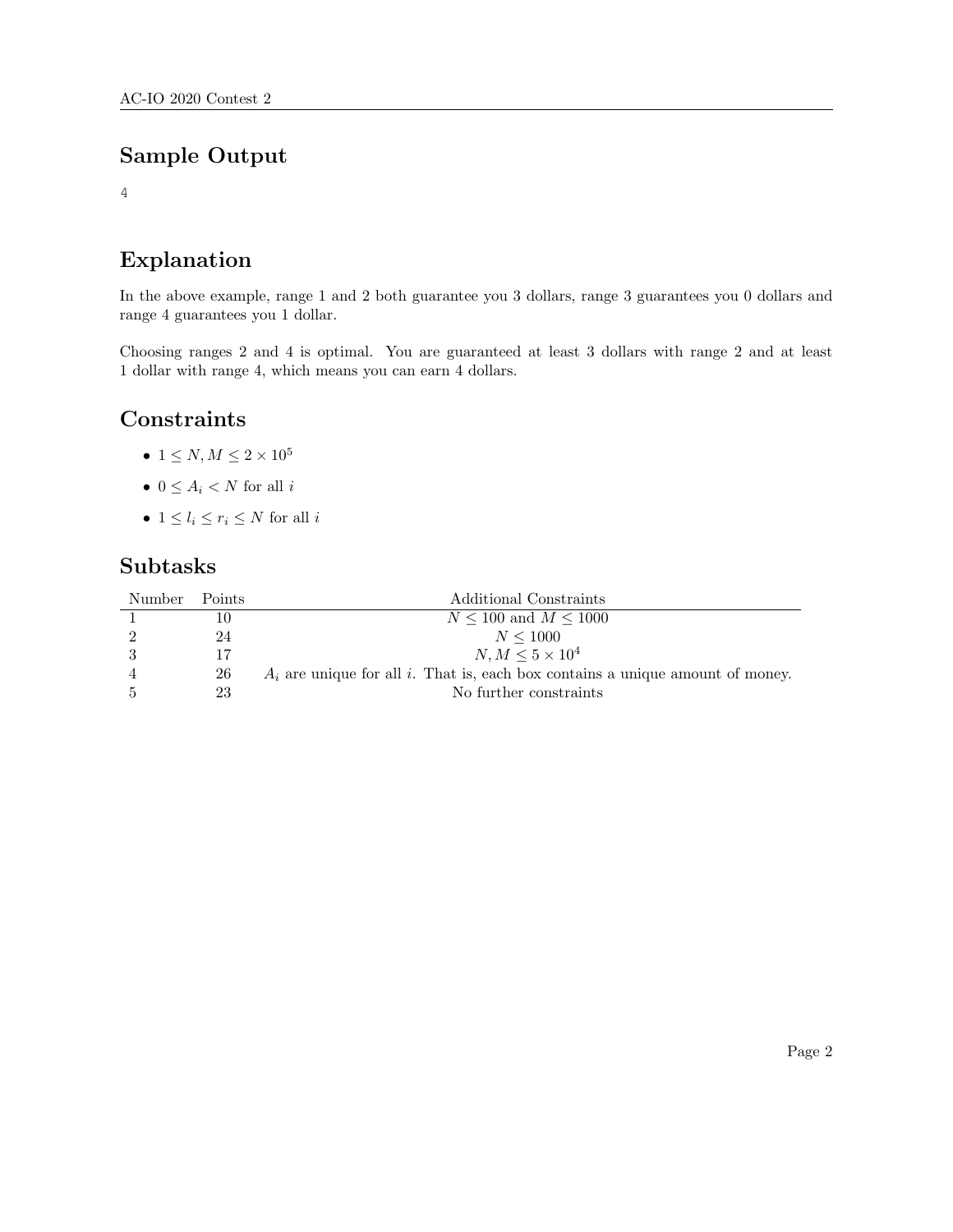## Sample Output

```
4
```

## Explanation

In the above example, range 1 and 2 both guarantee you 3 dollars, range 3 guarantees you 0 dollars and range 4 guarantees you 1 dollar.

Choosing ranges 2 and 4 is optimal. You are guaranteed at least 3 dollars with range 2 and at least 1 dollar with range 4, which means you can earn 4 dollars.

## Constraints

- $1 \leq N, M \leq 2 \times 10^5$
- $0 \leq A_i < N$ for all $i$
- $1 \leq l_i \leq r_i \leq N$ for all $i$

## Subtasks

| Number | Points | Additional Constraints |
| --- | --- | --- |
| 1 | 10 | $N \leq 100$ and $M \leq 1000$ |
| 2 | 24 | $N \leq 1000$ |
| 3 | 17 | $N, M \leq 5 \times 10^4$ |
| 4 | 26 | $A_i$ are unique for all $i$. That is, each box contains a unique amount of money. |
| 5 | 23 | No further constraints |